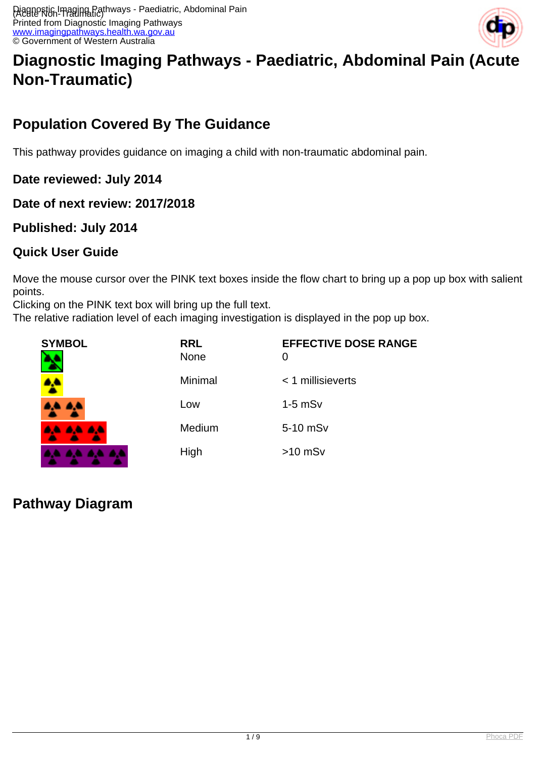# Diagnostic Imaging Pathways - Paediatric, Abdominal Pain (Acute Non-Traumatic)

## Population Covered By The Guidance

This pathway provides guidance on imaging a child with non-traumatic abdominal pain.

### Date reviewed: July 2014

### Date of next review: 2017/2018

### Published: July 2014

### Quick User Guide

Move the mouse cursor over the PINK text boxes inside the flow chart to bring up a pop up box with salient points.
Clicking on the PINK text box will bring up the full text.
The relative radiation level of each imaging investigation is displayed in the pop up box.

| SYMBOL | RRL | EFFECTIVE DOSE RANGE |
| --- | --- | --- |
| | None | 0 |
| | Minimal | < 1 millisieverts |
| | Low | 1-5 mSv |
| | Medium | 5-10 mSv |
| | High | >10 mSv |

## Pathway Diagram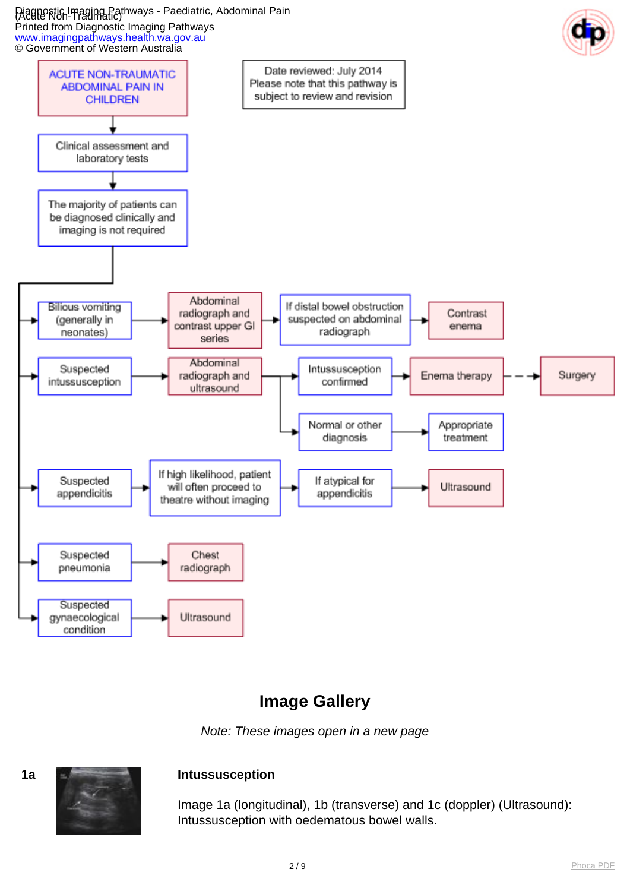ACUTE NON-TRAUMATIC ABDOMINAL PAIN IN CHILDREN

Date reviewed: July 2014
Please note that this pathway is subject to review and revision

- Clinical assessment and laboratory tests
- The majority of patients can be diagnosed clinically and imaging is not required

- Bilious vomiting (generally in neonates) → Abdominal radiograph and contrast upper GI series → If distal bowel obstruction suspected on abdominal radiograph → Contrast enema
- Suspected intussusception → Abdominal radiograph and ultrasound
  - → Intussusception confirmed → Enema therapy - - → Surgery
  - → Normal or other diagnosis → Appropriate treatment
- Suspected appendicitis → If high likelihood, patient will often proceed to theatre without imaging → If atypical for appendicitis → Ultrasound
- Suspected pneumonia → Chest radiograph
- Suspected gynaecological condition → Ultrasound

## Image Gallery

*Note: These images open in a new page*

**1a**

**Intussusception**

Image 1a (longitudinal), 1b (transverse) and 1c (doppler) (Ultrasound): Intussusception with oedematous bowel walls.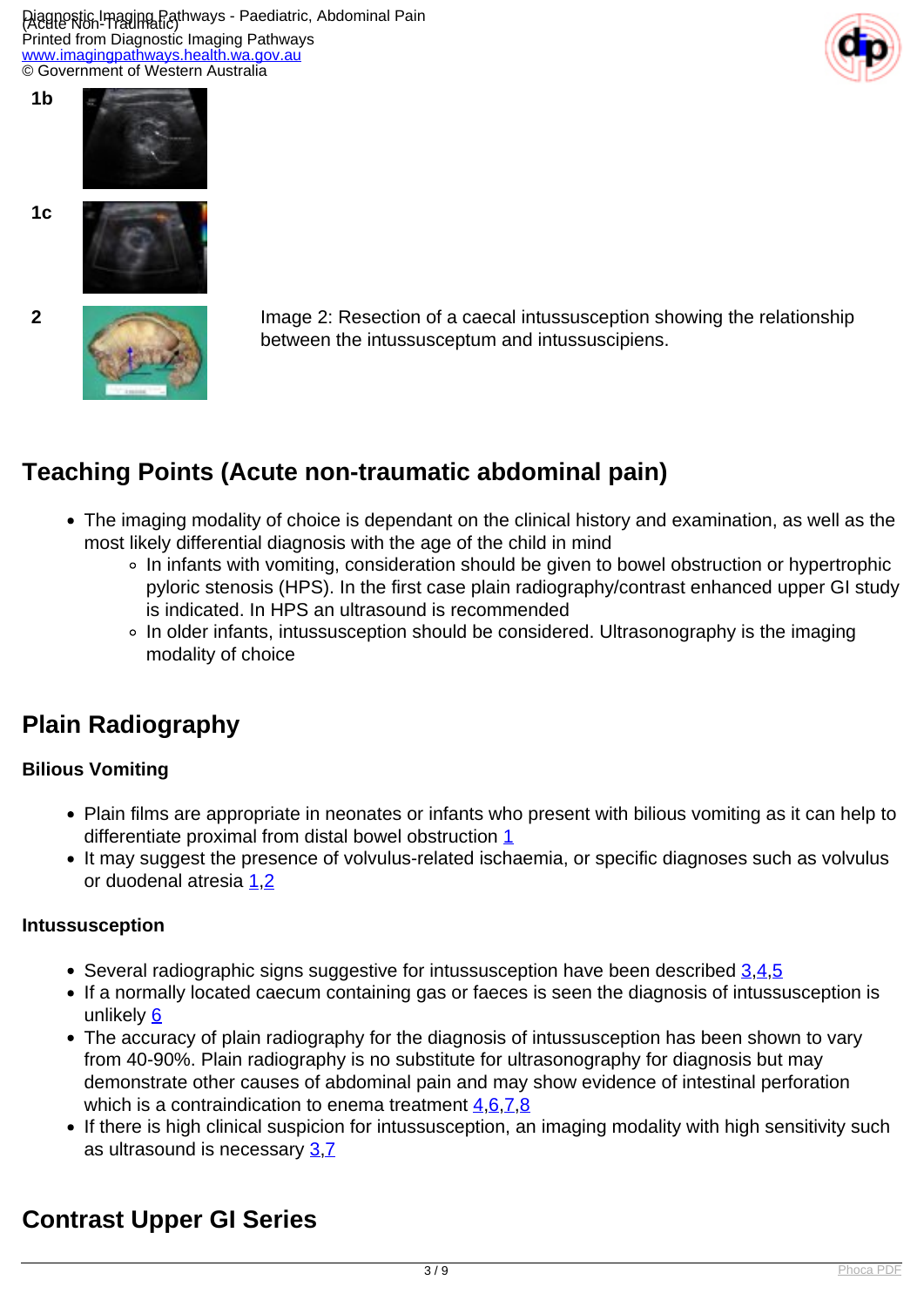1b

1c

2

Image 2: Resection of a caecal intussusception showing the relationship between the intussusceptum and intussuscipiens.

## Teaching Points (Acute non-traumatic abdominal pain)

- The imaging modality of choice is dependant on the clinical history and examination, as well as the most likely differential diagnosis with the age of the child in mind
  - In infants with vomiting, consideration should be given to bowel obstruction or hypertrophic pyloric stenosis (HPS). In the first case plain radiography/contrast enhanced upper GI study is indicated. In HPS an ultrasound is recommended
  - In older infants, intussusception should be considered. Ultrasonography is the imaging modality of choice

## Plain Radiography

### Bilious Vomiting

- Plain films are appropriate in neonates or infants who present with bilious vomiting as it can help to differentiate proximal from distal bowel obstruction 1
- It may suggest the presence of volvulus-related ischaemia, or specific diagnoses such as volvulus or duodenal atresia 1,2

### Intussusception

- Several radiographic signs suggestive for intussusception have been described 3,4,5
- If a normally located caecum containing gas or faeces is seen the diagnosis of intussusception is unlikely 6
- The accuracy of plain radiography for the diagnosis of intussusception has been shown to vary from 40-90%. Plain radiography is no substitute for ultrasonography for diagnosis but may demonstrate other causes of abdominal pain and may show evidence of intestinal perforation which is a contraindication to enema treatment 4,6,7,8
- If there is high clinical suspicion for intussusception, an imaging modality with high sensitivity such as ultrasound is necessary 3,7

## Contrast Upper GI Series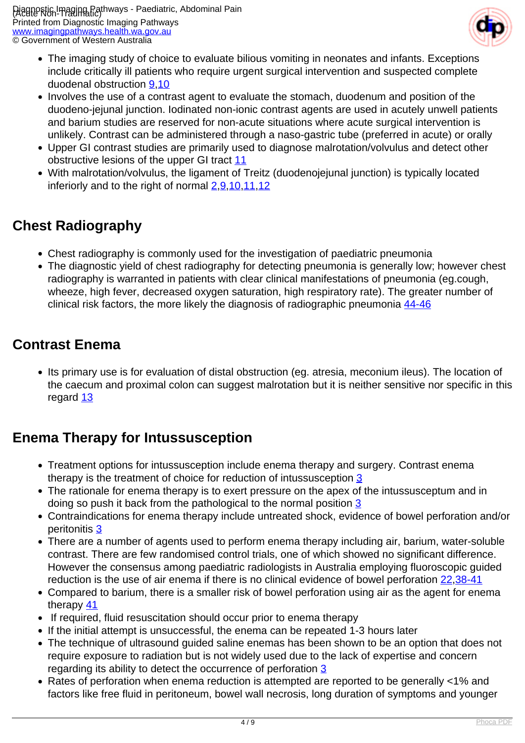- The imaging study of choice to evaluate bilious vomiting in neonates and infants. Exceptions include critically ill patients who require urgent surgical intervention and suspected complete duodenal obstruction 9,10
- Involves the use of a contrast agent to evaluate the stomach, duodenum and position of the duodeno-jejunal junction. Iodinated non-ionic contrast agents are used in acutely unwell patients and barium studies are reserved for non-acute situations where acute surgical intervention is unlikely. Contrast can be administered through a naso-gastric tube (preferred in acute) or orally
- Upper GI contrast studies are primarily used to diagnose malrotation/volvulus and detect other obstructive lesions of the upper GI tract 11
- With malrotation/volvulus, the ligament of Treitz (duodenojejunal junction) is typically located inferiorly and to the right of normal 2,9,10,11,12

## Chest Radiography

- Chest radiography is commonly used for the investigation of paediatric pneumonia
- The diagnostic yield of chest radiography for detecting pneumonia is generally low; however chest radiography is warranted in patients with clear clinical manifestations of pneumonia (eg.cough, wheeze, high fever, decreased oxygen saturation, high respiratory rate). The greater number of clinical risk factors, the more likely the diagnosis of radiographic pneumonia 44-46

## Contrast Enema

- Its primary use is for evaluation of distal obstruction (eg. atresia, meconium ileus). The location of the caecum and proximal colon can suggest malrotation but it is neither sensitive nor specific in this regard 13

## Enema Therapy for Intussusception

- Treatment options for intussusception include enema therapy and surgery. Contrast enema therapy is the treatment of choice for reduction of intussusception 3
- The rationale for enema therapy is to exert pressure on the apex of the intussusceptum and in doing so push it back from the pathological to the normal position 3
- Contraindications for enema therapy include untreated shock, evidence of bowel perforation and/or peritonitis 3
- There are a number of agents used to perform enema therapy including air, barium, water-soluble contrast. There are few randomised control trials, one of which showed no significant difference. However the consensus among paediatric radiologists in Australia employing fluoroscopic guided reduction is the use of air enema if there is no clinical evidence of bowel perforation 22,38-41
- Compared to barium, there is a smaller risk of bowel perforation using air as the agent for enema therapy 41
- If required, fluid resuscitation should occur prior to enema therapy
- If the initial attempt is unsuccessful, the enema can be repeated 1-3 hours later
- The technique of ultrasound guided saline enemas has been shown to be an option that does not require exposure to radiation but is not widely used due to the lack of expertise and concern regarding its ability to detect the occurrence of perforation 3
- Rates of perforation when enema reduction is attempted are reported to be generally <1% and factors like free fluid in peritoneum, bowel wall necrosis, long duration of symptoms and younger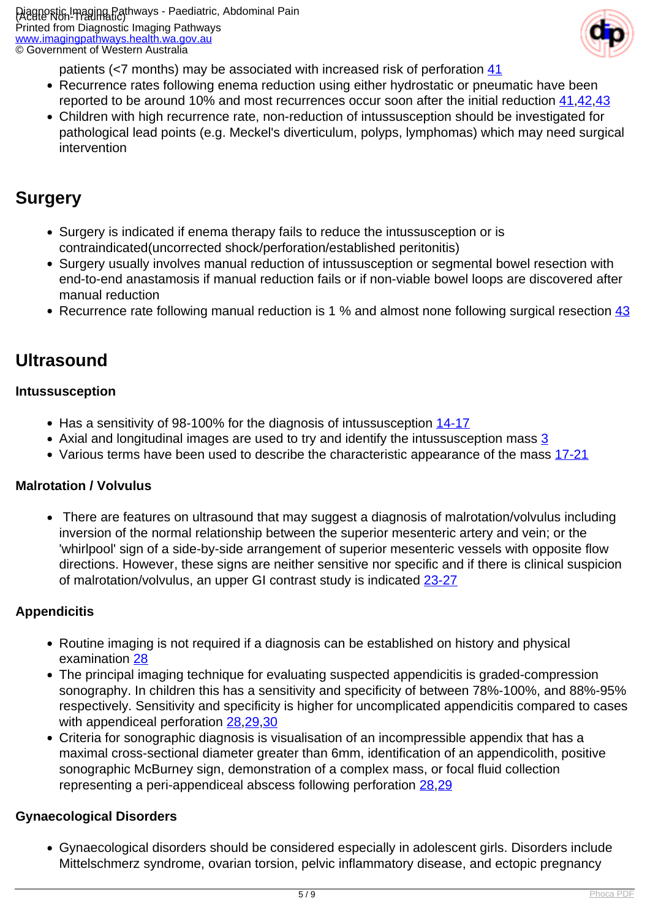patients (<7 months) may be associated with increased risk of perforation 41

- Recurrence rates following enema reduction using either hydrostatic or pneumatic have been reported to be around 10% and most recurrences occur soon after the initial reduction 41,42,43
- Children with high recurrence rate, non-reduction of intussusception should be investigated for pathological lead points (e.g. Meckel's diverticulum, polyps, lymphomas) which may need surgical intervention

## Surgery

- Surgery is indicated if enema therapy fails to reduce the intussusception or is contraindicated(uncorrected shock/perforation/established peritonitis)
- Surgery usually involves manual reduction of intussusception or segmental bowel resection with end-to-end anastamosis if manual reduction fails or if non-viable bowel loops are discovered after manual reduction
- Recurrence rate following manual reduction is 1 % and almost none following surgical resection 43

## Ultrasound

### Intussusception

- Has a sensitivity of 98-100% for the diagnosis of intussusception 14-17
- Axial and longitudinal images are used to try and identify the intussusception mass 3
- Various terms have been used to describe the characteristic appearance of the mass 17-21

### Malrotation / Volvulus

- There are features on ultrasound that may suggest a diagnosis of malrotation/volvulus including inversion of the normal relationship between the superior mesenteric artery and vein; or the 'whirlpool' sign of a side-by-side arrangement of superior mesenteric vessels with opposite flow directions. However, these signs are neither sensitive nor specific and if there is clinical suspicion of malrotation/volvulus, an upper GI contrast study is indicated 23-27

### Appendicitis

- Routine imaging is not required if a diagnosis can be established on history and physical examination 28
- The principal imaging technique for evaluating suspected appendicitis is graded-compression sonography. In children this has a sensitivity and specificity of between 78%-100%, and 88%-95% respectively. Sensitivity and specificity is higher for uncomplicated appendicitis compared to cases with appendiceal perforation 28,29,30
- Criteria for sonographic diagnosis is visualisation of an incompressible appendix that has a maximal cross-sectional diameter greater than 6mm, identification of an appendicolith, positive sonographic McBurney sign, demonstration of a complex mass, or focal fluid collection representing a peri-appendiceal abscess following perforation 28,29

### Gynaecological Disorders

- Gynaecological disorders should be considered especially in adolescent girls. Disorders include Mittelschmerz syndrome, ovarian torsion, pelvic inflammatory disease, and ectopic pregnancy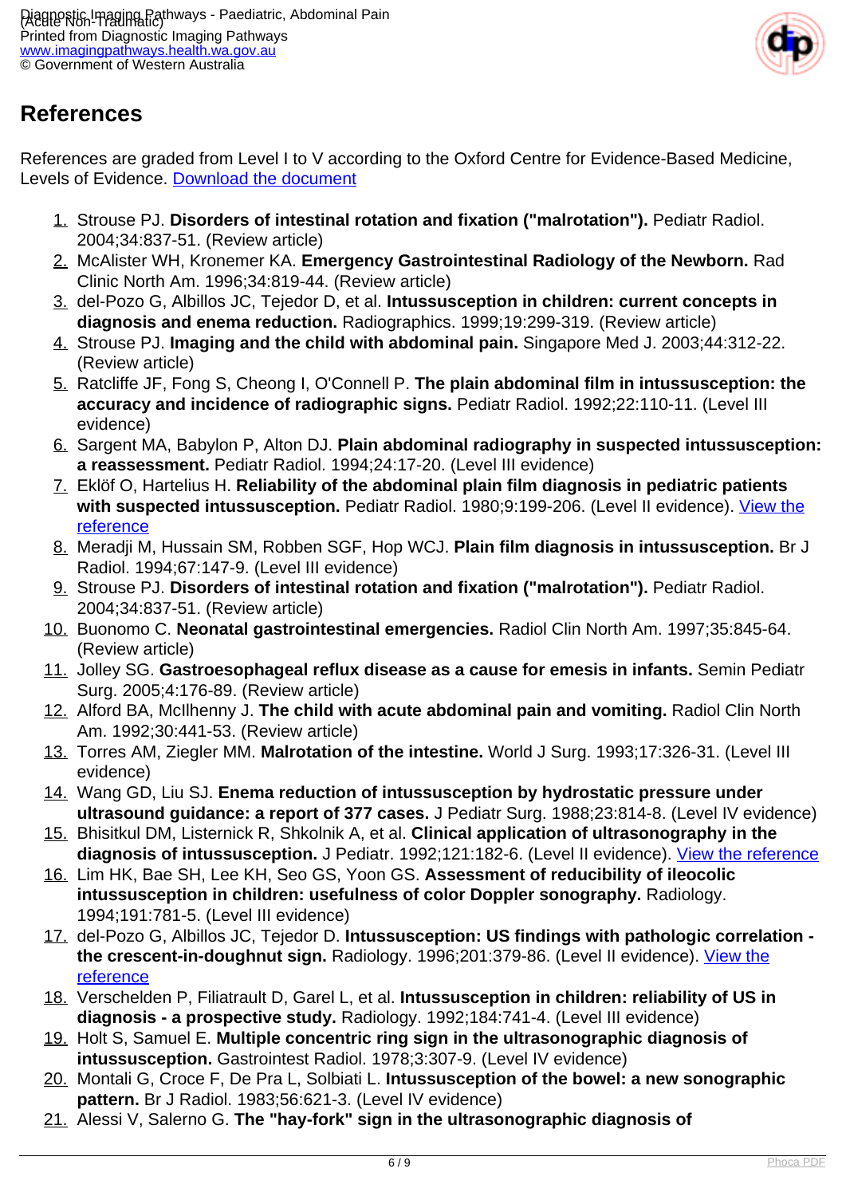## References

References are graded from Level I to V according to the Oxford Centre for Evidence-Based Medicine, Levels of Evidence. [Download the document](#)

1. Strouse PJ. **Disorders of intestinal rotation and fixation ("malrotation").** Pediatr Radiol. 2004;34:837-51. (Review article)
2. McAlister WH, Kronemer KA. **Emergency Gastrointestinal Radiology of the Newborn.** Rad Clinic North Am. 1996;34:819-44. (Review article)
3. del-Pozo G, Albillos JC, Tejedor D, et al. **Intussusception in children: current concepts in diagnosis and enema reduction.** Radiographics. 1999;19:299-319. (Review article)
4. Strouse PJ. **Imaging and the child with abdominal pain.** Singapore Med J. 2003;44:312-22. (Review article)
5. Ratcliffe JF, Fong S, Cheong I, O'Connell P. **The plain abdominal film in intussusception: the accuracy and incidence of radiographic signs.** Pediatr Radiol. 1992;22:110-11. (Level III evidence)
6. Sargent MA, Babylon P, Alton DJ. **Plain abdominal radiography in suspected intussusception: a reassessment.** Pediatr Radiol. 1994;24:17-20. (Level III evidence)
7. Eklöf O, Hartelius H. **Reliability of the abdominal plain film diagnosis in pediatric patients with suspected intussusception.** Pediatr Radiol. 1980;9:199-206. (Level II evidence). [View the reference](#)
8. Meradji M, Hussain SM, Robben SGF, Hop WCJ. **Plain film diagnosis in intussusception.** Br J Radiol. 1994;67:147-9. (Level III evidence)
9. Strouse PJ. **Disorders of intestinal rotation and fixation ("malrotation").** Pediatr Radiol. 2004;34:837-51. (Review article)
10. Buonomo C. **Neonatal gastrointestinal emergencies.** Radiol Clin North Am. 1997;35:845-64. (Review article)
11. Jolley SG. **Gastroesophageal reflux disease as a cause for emesis in infants.** Semin Pediatr Surg. 2005;4:176-89. (Review article)
12. Alford BA, McIlhenny J. **The child with acute abdominal pain and vomiting.** Radiol Clin North Am. 1992;30:441-53. (Review article)
13. Torres AM, Ziegler MM. **Malrotation of the intestine.** World J Surg. 1993;17:326-31. (Level III evidence)
14. Wang GD, Liu SJ. **Enema reduction of intussusception by hydrostatic pressure under ultrasound guidance: a report of 377 cases.** J Pediatr Surg. 1988;23:814-8. (Level IV evidence)
15. Bhisitkul DM, Listernick R, Shkolnik A, et al. **Clinical application of ultrasonography in the diagnosis of intussusception.** J Pediatr. 1992;121:182-6. (Level II evidence). [View the reference](#)
16. Lim HK, Bae SH, Lee KH, Seo GS, Yoon GS. **Assessment of reducibility of ileocolic intussusception in children: usefulness of color Doppler sonography.** Radiology. 1994;191:781-5. (Level III evidence)
17. del-Pozo G, Albillos JC, Tejedor D. **Intussusception: US findings with pathologic correlation - the crescent-in-doughnut sign.** Radiology. 1996;201:379-86. (Level II evidence). [View the reference](#)
18. Verschelden P, Filiatrault D, Garel L, et al. **Intussusception in children: reliability of US in diagnosis - a prospective study.** Radiology. 1992;184:741-4. (Level III evidence)
19. Holt S, Samuel E. **Multiple concentric ring sign in the ultrasonographic diagnosis of intussusception.** Gastrointest Radiol. 1978;3:307-9. (Level IV evidence)
20. Montali G, Croce F, De Pra L, Solbiati L. **Intussusception of the bowel: a new sonographic pattern.** Br J Radiol. 1983;56:621-3. (Level IV evidence)
21. Alessi V, Salerno G. **The "hay-fork" sign in the ultrasonographic diagnosis of**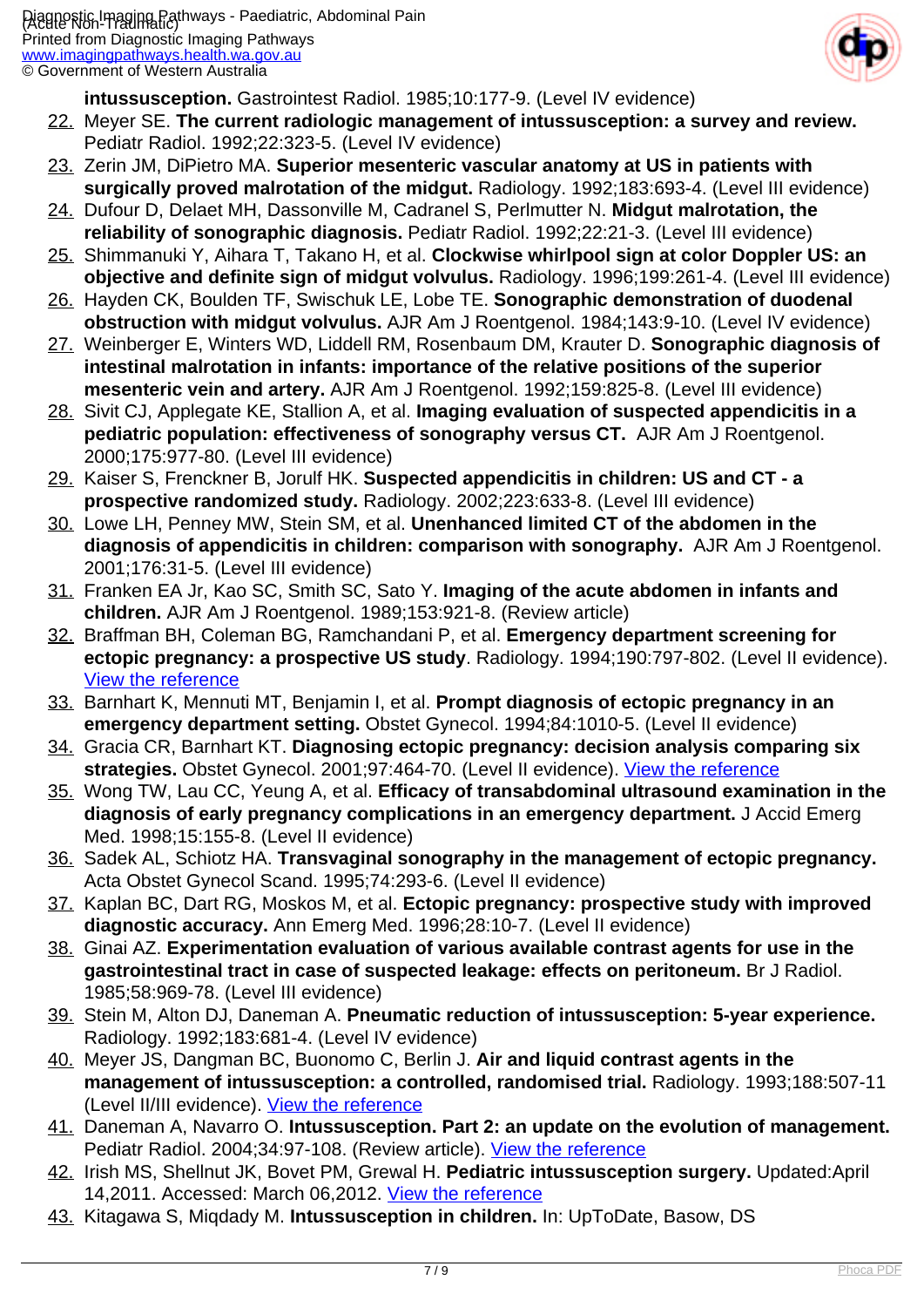**intussusception.** Gastrointest Radiol. 1985;10:177-9. (Level IV evidence)

22. Meyer SE. **The current radiologic management of intussusception: a survey and review.** Pediatr Radiol. 1992;22:323-5. (Level IV evidence)
23. Zerin JM, DiPietro MA. **Superior mesenteric vascular anatomy at US in patients with surgically proved malrotation of the midgut.** Radiology. 1992;183:693-4. (Level III evidence)
24. Dufour D, Delaet MH, Dassonville M, Cadranel S, Perlmutter N. **Midgut malrotation, the reliability of sonographic diagnosis.** Pediatr Radiol. 1992;22:21-3. (Level III evidence)
25. Shimmanuki Y, Aihara T, Takano H, et al. **Clockwise whirlpool sign at color Doppler US: an objective and definite sign of midgut volvulus.** Radiology. 1996;199:261-4. (Level III evidence)
26. Hayden CK, Boulden TF, Swischuk LE, Lobe TE. **Sonographic demonstration of duodenal obstruction with midgut volvulus.** AJR Am J Roentgenol. 1984;143:9-10. (Level IV evidence)
27. Weinberger E, Winters WD, Liddell RM, Rosenbaum DM, Krauter D. **Sonographic diagnosis of intestinal malrotation in infants: importance of the relative positions of the superior mesenteric vein and artery.** AJR Am J Roentgenol. 1992;159:825-8. (Level III evidence)
28. Sivit CJ, Applegate KE, Stallion A, et al. **Imaging evaluation of suspected appendicitis in a pediatric population: effectiveness of sonography versus CT.** AJR Am J Roentgenol. 2000;175:977-80. (Level III evidence)
29. Kaiser S, Frenckner B, Jorulf HK. **Suspected appendicitis in children: US and CT - a prospective randomized study.** Radiology. 2002;223:633-8. (Level III evidence)
30. Lowe LH, Penney MW, Stein SM, et al. **Unenhanced limited CT of the abdomen in the diagnosis of appendicitis in children: comparison with sonography.** AJR Am J Roentgenol. 2001;176:31-5. (Level III evidence)
31. Franken EA Jr, Kao SC, Smith SC, Sato Y. **Imaging of the acute abdomen in infants and children.** AJR Am J Roentgenol. 1989;153:921-8. (Review article)
32. Braffman BH, Coleman BG, Ramchandani P, et al. **Emergency department screening for ectopic pregnancy: a prospective US study**. Radiology. 1994;190:797-802. (Level II evidence). View the reference
33. Barnhart K, Mennuti MT, Benjamin I, et al. **Prompt diagnosis of ectopic pregnancy in an emergency department setting.** Obstet Gynecol. 1994;84:1010-5. (Level II evidence)
34. Gracia CR, Barnhart KT. **Diagnosing ectopic pregnancy: decision analysis comparing six strategies.** Obstet Gynecol. 2001;97:464-70. (Level II evidence). View the reference
35. Wong TW, Lau CC, Yeung A, et al. **Efficacy of transabdominal ultrasound examination in the diagnosis of early pregnancy complications in an emergency department.** J Accid Emerg Med. 1998;15:155-8. (Level II evidence)
36. Sadek AL, Schiotz HA. **Transvaginal sonography in the management of ectopic pregnancy.** Acta Obstet Gynecol Scand. 1995;74:293-6. (Level II evidence)
37. Kaplan BC, Dart RG, Moskos M, et al. **Ectopic pregnancy: prospective study with improved diagnostic accuracy.** Ann Emerg Med. 1996;28:10-7. (Level II evidence)
38. Ginai AZ. **Experimentation evaluation of various available contrast agents for use in the gastrointestinal tract in case of suspected leakage: effects on peritoneum.** Br J Radiol. 1985;58:969-78. (Level III evidence)
39. Stein M, Alton DJ, Daneman A. **Pneumatic reduction of intussusception: 5-year experience.** Radiology. 1992;183:681-4. (Level IV evidence)
40. Meyer JS, Dangman BC, Buonomo C, Berlin J. **Air and liquid contrast agents in the management of intussusception: a controlled, randomised trial.** Radiology. 1993;188:507-11 (Level II/III evidence). View the reference
41. Daneman A, Navarro O. **Intussusception. Part 2: an update on the evolution of management.** Pediatr Radiol. 2004;34:97-108. (Review article). View the reference
42. Irish MS, Shellnut JK, Bovet PM, Grewal H. **Pediatric intussusception surgery.** Updated:April 14,2011. Accessed: March 06,2012. View the reference
43. Kitagawa S, Miqdady M. **Intussusception in children.** In: UpToDate, Basow, DS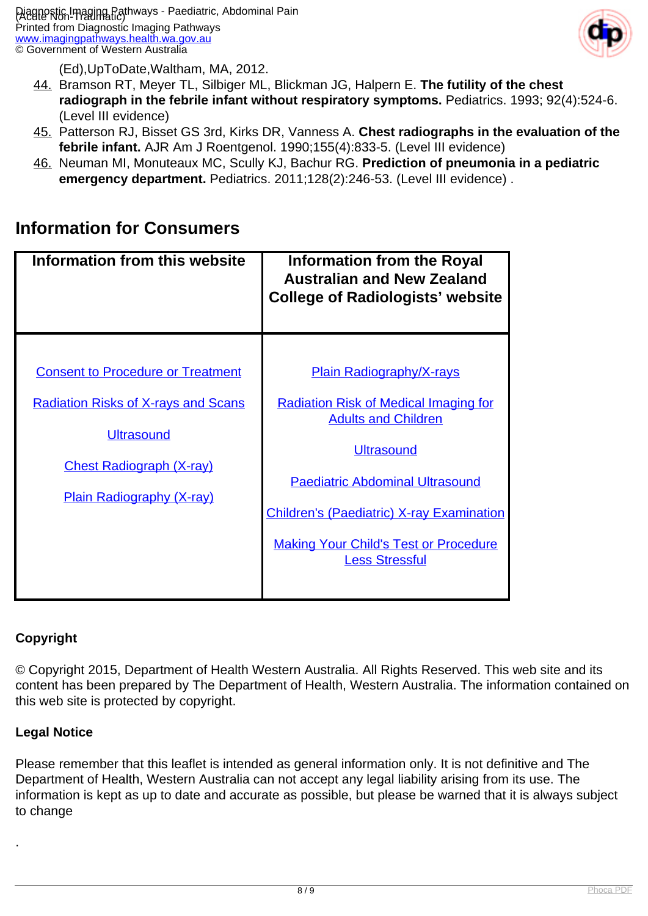(Ed),UpToDate,Waltham, MA, 2012.

44. Bramson RT, Meyer TL, Silbiger ML, Blickman JG, Halpern E. **The futility of the chest radiograph in the febrile infant without respiratory symptoms.** Pediatrics. 1993; 92(4):524-6. (Level III evidence)
45. Patterson RJ, Bisset GS 3rd, Kirks DR, Vanness A. **Chest radiographs in the evaluation of the febrile infant.** AJR Am J Roentgenol. 1990;155(4):833-5. (Level III evidence)
46. Neuman MI, Monuteaux MC, Scully KJ, Bachur RG. **Prediction of pneumonia in a pediatric emergency department.** Pediatrics. 2011;128(2):246-53. (Level III evidence) .

## Information for Consumers

| Information from this website | Information from the Royal Australian and New Zealand College of Radiologists' website |
|---|---|
| Consent to Procedure or Treatment<br><br>Radiation Risks of X-rays and Scans<br><br>Ultrasound<br><br>Chest Radiograph (X-ray)<br><br>Plain Radiography (X-ray) | Plain Radiography/X-rays<br><br>Radiation Risk of Medical Imaging for Adults and Children<br><br>Ultrasound<br><br>Paediatric Abdominal Ultrasound<br><br>Children's (Paediatric) X-ray Examination<br><br>Making Your Child's Test or Procedure Less Stressful |

**Copyright**

© Copyright 2015, Department of Health Western Australia. All Rights Reserved. This web site and its content has been prepared by The Department of Health, Western Australia. The information contained on this web site is protected by copyright.

**Legal Notice**

Please remember that this leaflet is intended as general information only. It is not definitive and The Department of Health, Western Australia can not accept any legal liability arising from its use. The information is kept as up to date and accurate as possible, but please be warned that it is always subject to change

.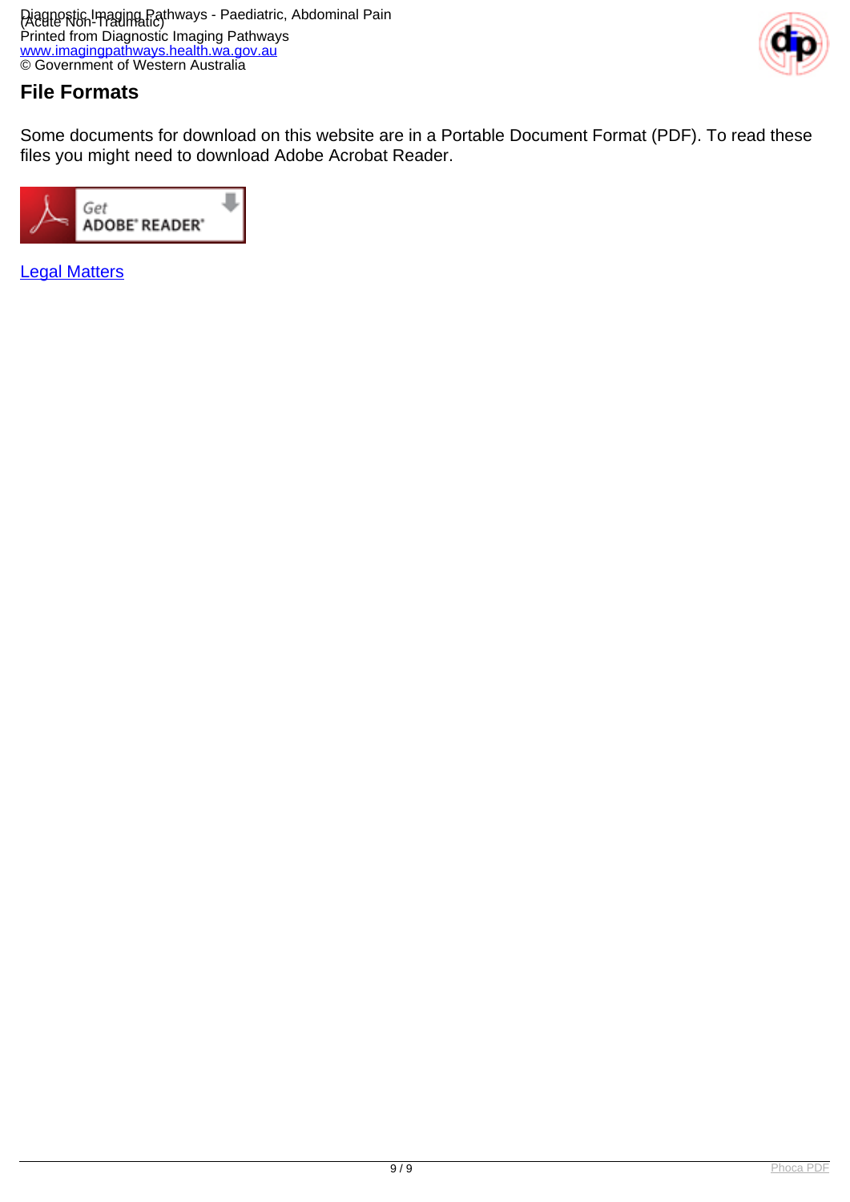## File Formats

Some documents for download on this website are in a Portable Document Format (PDF). To read these files you might need to download Adobe Acrobat Reader.

Get ADOBE® READER®

Legal Matters